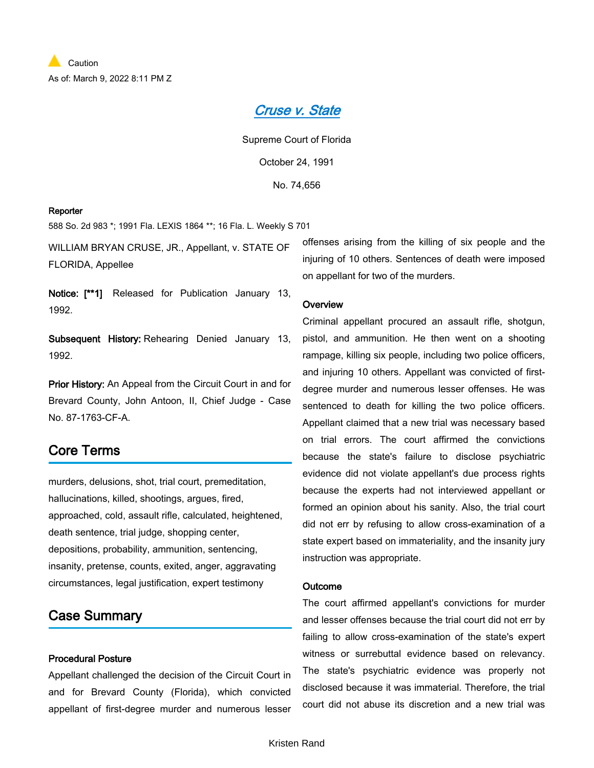Caution

As of: March 9, 2022 8:11 PM Z

# Cruse v. State

Supreme Court of Florida

October 24, 1991

No. 74,656

**Reporter**

588 So. 2d 983 *; 1991 Fla. LEXIS 1864 **; 16 Fla. L. Weekly S 701

WILLIAM BRYAN CRUSE, JR., Appellant, v. STATE OF FLORIDA, Appellee

**Notice:** **[**1]** Released for Publication January 13, 1992.

**Subsequent History:** Rehearing Denied January 13, 1992.

**Prior History:** An Appeal from the Circuit Court in and for Brevard County, John Antoon, II, Chief Judge - Case No. 87-1763-CF-A.

## Core Terms

murders, delusions, shot, trial court, premeditation, hallucinations, killed, shootings, argues, fired, approached, cold, assault rifle, calculated, heightened, death sentence, trial judge, shopping center, depositions, probability, ammunition, sentencing, insanity, pretense, counts, exited, anger, aggravating circumstances, legal justification, expert testimony

## Case Summary

### Procedural Posture

Appellant challenged the decision of the Circuit Court in and for Brevard County (Florida), which convicted appellant of first-degree murder and numerous lesser offenses arising from the killing of six people and the injuring of 10 others. Sentences of death were imposed on appellant for two of the murders.

### Overview

Criminal appellant procured an assault rifle, shotgun, pistol, and ammunition. He then went on a shooting rampage, killing six people, including two police officers, and injuring 10 others. Appellant was convicted of first-degree murder and numerous lesser offenses. He was sentenced to death for killing the two police officers. Appellant claimed that a new trial was necessary based on trial errors. The court affirmed the convictions because the state's failure to disclose psychiatric evidence did not violate appellant's due process rights because the experts had not interviewed appellant or formed an opinion about his sanity. Also, the trial court did not err by refusing to allow cross-examination of a state expert based on immateriality, and the insanity jury instruction was appropriate.

### Outcome

The court affirmed appellant's convictions for murder and lesser offenses because the trial court did not err by failing to allow cross-examination of the state's expert witness or surrebuttal evidence based on relevancy. The state's psychiatric evidence was properly not disclosed because it was immaterial. Therefore, the trial court did not abuse its discretion and a new trial was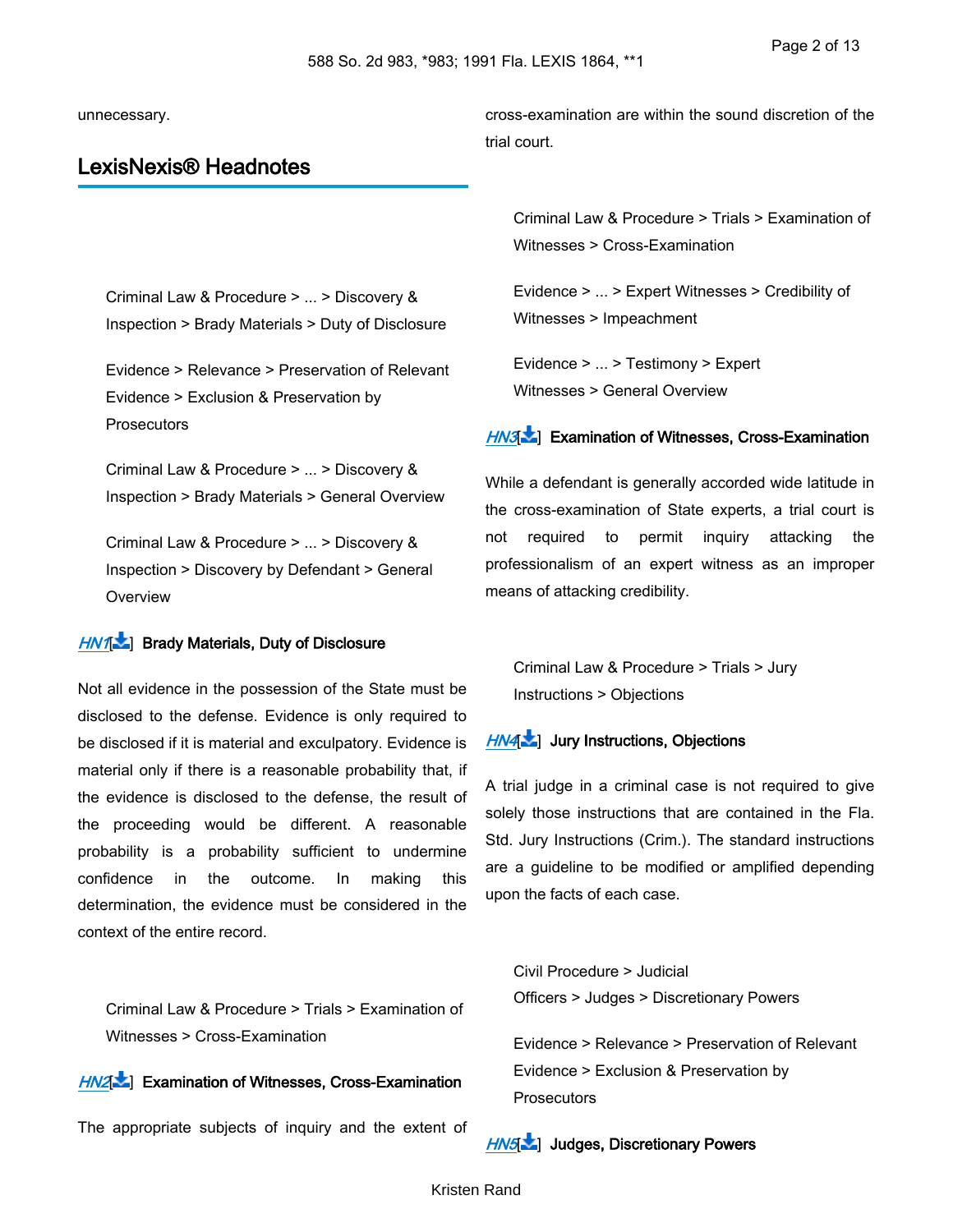unnecessary.

## LexisNexis® Headnotes

Criminal Law & Procedure > ... > Discovery & Inspection > Brady Materials > Duty of Disclosure

Evidence > Relevance > Preservation of Relevant Evidence > Exclusion & Preservation by Prosecutors

Criminal Law & Procedure > ... > Discovery & Inspection > Brady Materials > General Overview

Criminal Law & Procedure > ... > Discovery & Inspection > Discovery by Defendant > General Overview

**HN1 Brady Materials, Duty of Disclosure**

Not all evidence in the possession of the State must be disclosed to the defense. Evidence is only required to be disclosed if it is material and exculpatory. Evidence is material only if there is a reasonable probability that, if the evidence is disclosed to the defense, the result of the proceeding would be different. A reasonable probability is a probability sufficient to undermine confidence in the outcome. In making this determination, the evidence must be considered in the context of the entire record.

Criminal Law & Procedure > Trials > Examination of Witnesses > Cross-Examination

**HN2 Examination of Witnesses, Cross-Examination**

The appropriate subjects of inquiry and the extent of cross-examination are within the sound discretion of the trial court.

Criminal Law & Procedure > Trials > Examination of Witnesses > Cross-Examination

Evidence > ... > Expert Witnesses > Credibility of Witnesses > Impeachment

Evidence > ... > Testimony > Expert Witnesses > General Overview

**HN3 Examination of Witnesses, Cross-Examination**

While a defendant is generally accorded wide latitude in the cross-examination of State experts, a trial court is not required to permit inquiry attacking the professionalism of an expert witness as an improper means of attacking credibility.

Criminal Law & Procedure > Trials > Jury Instructions > Objections

**HN4 Jury Instructions, Objections**

A trial judge in a criminal case is not required to give solely those instructions that are contained in the Fla. Std. Jury Instructions (Crim.). The standard instructions are a guideline to be modified or amplified depending upon the facts of each case.

Civil Procedure > Judicial Officers > Judges > Discretionary Powers

Evidence > Relevance > Preservation of Relevant Evidence > Exclusion & Preservation by Prosecutors

**HN5 Judges, Discretionary Powers**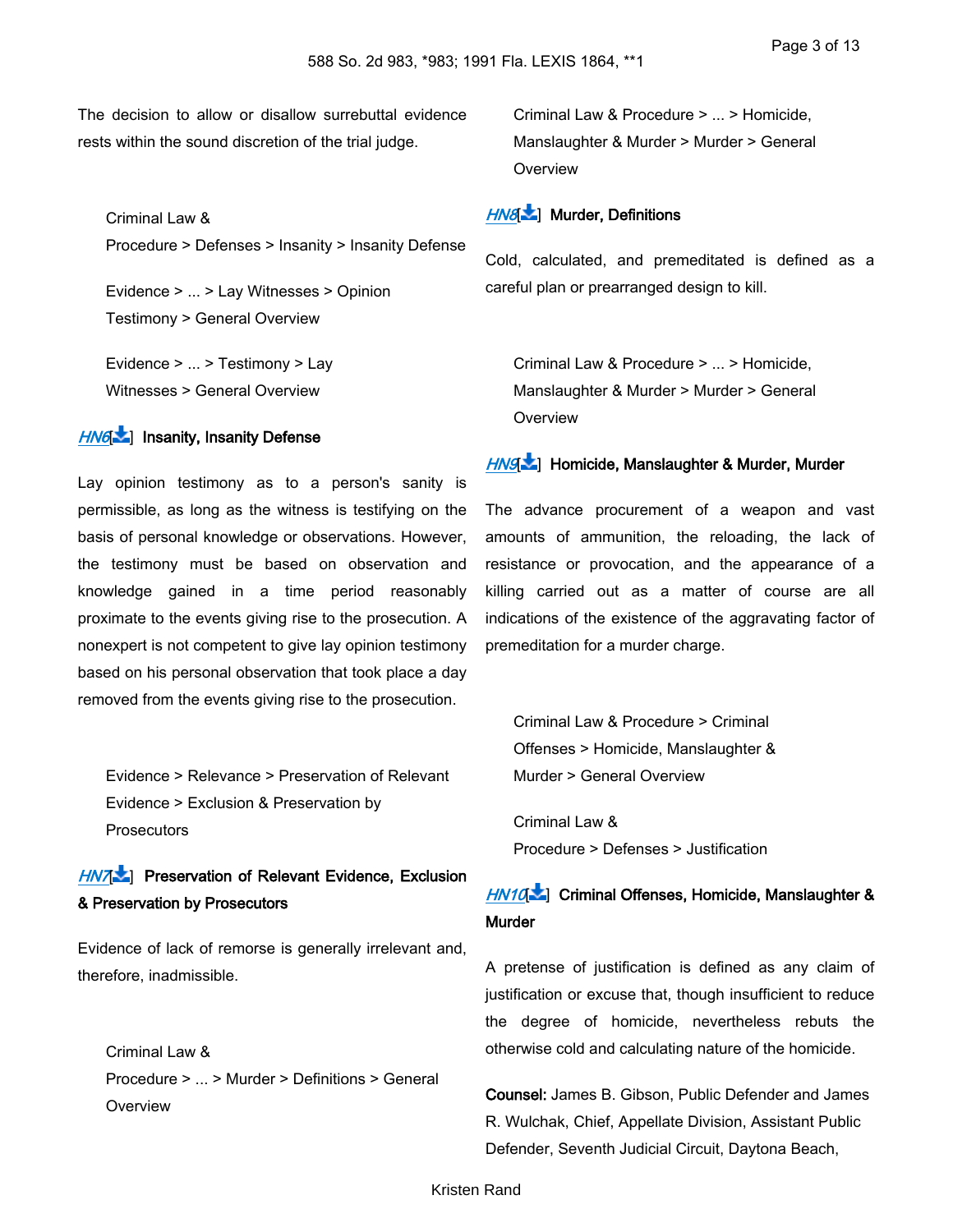The decision to allow or disallow surrebuttal evidence rests within the sound discretion of the trial judge.

Criminal Law & Procedure > Defenses > Insanity > Insanity Defense

Evidence > ... > Lay Witnesses > Opinion Testimony > General Overview

Evidence > ... > Testimony > Lay Witnesses > General Overview

**HN6 Insanity, Insanity Defense**

Lay opinion testimony as to a person's sanity is permissible, as long as the witness is testifying on the basis of personal knowledge or observations. However, the testimony must be based on observation and knowledge gained in a time period reasonably proximate to the events giving rise to the prosecution. A nonexpert is not competent to give lay opinion testimony based on his personal observation that took place a day removed from the events giving rise to the prosecution.

Evidence > Relevance > Preservation of Relevant Evidence > Exclusion & Preservation by Prosecutors

**HN7 Preservation of Relevant Evidence, Exclusion & Preservation by Prosecutors**

Evidence of lack of remorse is generally irrelevant and, therefore, inadmissible.

Criminal Law & Procedure > ... > Murder > Definitions > General Overview

Criminal Law & Procedure > ... > Homicide, Manslaughter & Murder > Murder > General Overview

**HN8 Murder, Definitions**

Cold, calculated, and premeditated is defined as a careful plan or prearranged design to kill.

Criminal Law & Procedure > ... > Homicide, Manslaughter & Murder > Murder > General Overview

**HN9 Homicide, Manslaughter & Murder, Murder**

The advance procurement of a weapon and vast amounts of ammunition, the reloading, the lack of resistance or provocation, and the appearance of a killing carried out as a matter of course are all indications of the existence of the aggravating factor of premeditation for a murder charge.

Criminal Law & Procedure > Criminal Offenses > Homicide, Manslaughter & Murder > General Overview

Criminal Law & Procedure > Defenses > Justification

**HN10 Criminal Offenses, Homicide, Manslaughter & Murder**

A pretense of justification is defined as any claim of justification or excuse that, though insufficient to reduce the degree of homicide, nevertheless rebuts the otherwise cold and calculating nature of the homicide.

**Counsel:** James B. Gibson, Public Defender and James R. Wulchak, Chief, Appellate Division, Assistant Public Defender, Seventh Judicial Circuit, Daytona Beach,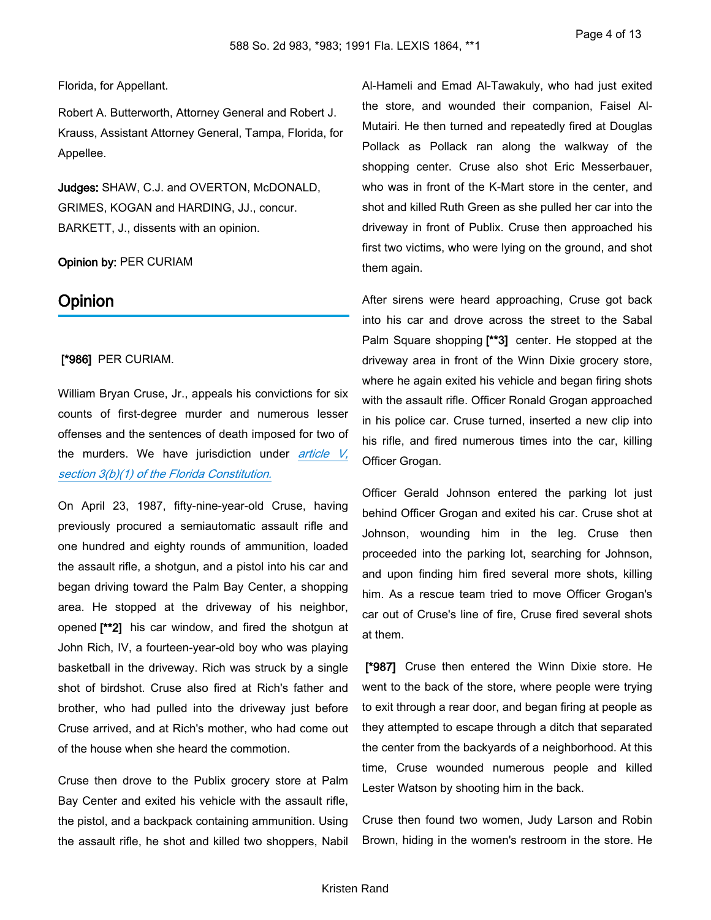Florida, for Appellant.

Robert A. Butterworth, Attorney General and Robert J. Krauss, Assistant Attorney General, Tampa, Florida, for Appellee.

**Judges:** SHAW, C.J. and OVERTON, McDONALD, GRIMES, KOGAN and HARDING, JJ., concur. BARKETT, J., dissents with an opinion.

**Opinion by:** PER CURIAM

## Opinion

**[*986]** PER CURIAM.

William Bryan Cruse, Jr., appeals his convictions for six counts of first-degree murder and numerous lesser offenses and the sentences of death imposed for two of the murders. We have jurisdiction under *article V, section 3(b)(1) of the Florida Constitution.*

On April 23, 1987, fifty-nine-year-old Cruse, having previously procured a semiautomatic assault rifle and one hundred and eighty rounds of ammunition, loaded the assault rifle, a shotgun, and a pistol into his car and began driving toward the Palm Bay Center, a shopping area. He stopped at the driveway of his neighbor, opened **[**2]** his car window, and fired the shotgun at John Rich, IV, a fourteen-year-old boy who was playing basketball in the driveway. Rich was struck by a single shot of birdshot. Cruse also fired at Rich's father and brother, who had pulled into the driveway just before Cruse arrived, and at Rich's mother, who had come out of the house when she heard the commotion.

Cruse then drove to the Publix grocery store at Palm Bay Center and exited his vehicle with the assault rifle, the pistol, and a backpack containing ammunition. Using the assault rifle, he shot and killed two shoppers, Nabil Al-Hameli and Emad Al-Tawakuly, who had just exited the store, and wounded their companion, Faisel Al-Mutairi. He then turned and repeatedly fired at Douglas Pollack as Pollack ran along the walkway of the shopping center. Cruse also shot Eric Messerbauer, who was in front of the K-Mart store in the center, and shot and killed Ruth Green as she pulled her car into the driveway in front of Publix. Cruse then approached his first two victims, who were lying on the ground, and shot them again.

After sirens were heard approaching, Cruse got back into his car and drove across the street to the Sabal Palm Square shopping **[**3]** center. He stopped at the driveway area in front of the Winn Dixie grocery store, where he again exited his vehicle and began firing shots with the assault rifle. Officer Ronald Grogan approached in his police car. Cruse turned, inserted a new clip into his rifle, and fired numerous times into the car, killing Officer Grogan.

Officer Gerald Johnson entered the parking lot just behind Officer Grogan and exited his car. Cruse shot at Johnson, wounding him in the leg. Cruse then proceeded into the parking lot, searching for Johnson, and upon finding him fired several more shots, killing him. As a rescue team tried to move Officer Grogan's car out of Cruse's line of fire, Cruse fired several shots at them.

**[*987]** Cruse then entered the Winn Dixie store. He went to the back of the store, where people were trying to exit through a rear door, and began firing at people as they attempted to escape through a ditch that separated the center from the backyards of a neighborhood. At this time, Cruse wounded numerous people and killed Lester Watson by shooting him in the back.

Cruse then found two women, Judy Larson and Robin Brown, hiding in the women's restroom in the store. He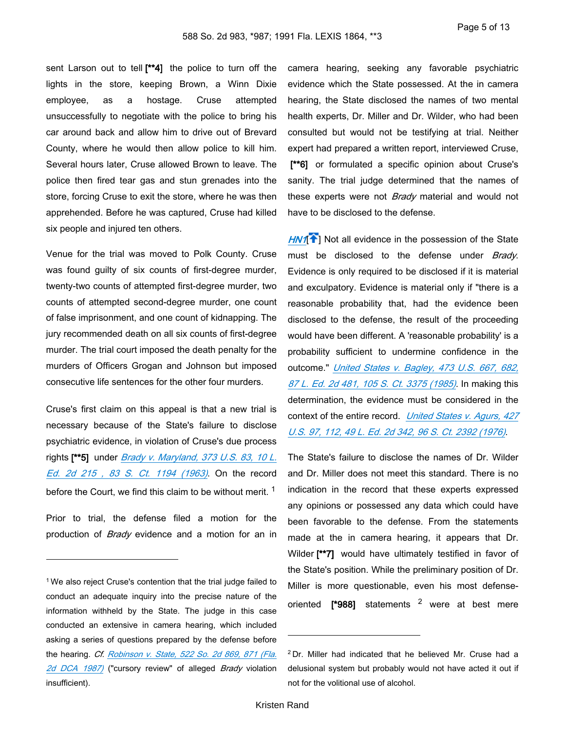sent Larson out to tell [**4] the police to turn off the lights in the store, keeping Brown, a Winn Dixie employee, as a hostage. Cruse attempted unsuccessfully to negotiate with the police to bring his car around back and allow him to drive out of Brevard County, where he would then allow police to kill him. Several hours later, Cruse allowed Brown to leave. The police then fired tear gas and stun grenades into the store, forcing Cruse to exit the store, where he was then apprehended. Before he was captured, Cruse had killed six people and injured ten others.

Venue for the trial was moved to Polk County. Cruse was found guilty of six counts of first-degree murder, twenty-two counts of attempted first-degree murder, two counts of attempted second-degree murder, one count of false imprisonment, and one count of kidnapping. The jury recommended death on all six counts of first-degree murder. The trial court imposed the death penalty for the murders of Officers Grogan and Johnson but imposed consecutive life sentences for the other four murders.

Cruse's first claim on this appeal is that a new trial is necessary because of the State's failure to disclose psychiatric evidence, in violation of Cruse's due process rights [**5] under *Brady v. Maryland, 373 U.S. 83, 10 L. Ed. 2d 215 , 83 S. Ct. 1194 (1963)*. On the record before the Court, we find this claim to be without merit. [1]

Prior to trial, the defense filed a motion for the production of *Brady* evidence and a motion for an in camera hearing, seeking any favorable psychiatric evidence which the State possessed. At the in camera hearing, the State disclosed the names of two mental health experts, Dr. Miller and Dr. Wilder, who had been consulted but would not be testifying at trial. Neither expert had prepared a written report, interviewed Cruse, [**6] or formulated a specific opinion about Cruse's sanity. The trial judge determined that the names of these experts were not *Brady* material and would not have to be disclosed to the defense.

HN1 Not all evidence in the possession of the State must be disclosed to the defense under *Brady*. Evidence is only required to be disclosed if it is material and exculpatory. Evidence is material only if "there is a reasonable probability that, had the evidence been disclosed to the defense, the result of the proceeding would have been different. A 'reasonable probability' is a probability sufficient to undermine confidence in the outcome." *United States v. Bagley, 473 U.S. 667, 682, 87 L. Ed. 2d 481, 105 S. Ct. 3375 (1985)*. In making this determination, the evidence must be considered in the context of the entire record. *United States v. Agurs, 427 U.S. 97, 112, 49 L. Ed. 2d 342, 96 S. Ct. 2392 (1976)*.

The State's failure to disclose the names of Dr. Wilder and Dr. Miller does not meet this standard. There is no indication in the record that these experts expressed any opinions or possessed any data which could have been favorable to the defense. From the statements made at the in camera hearing, it appears that Dr. Wilder [**7] would have ultimately testified in favor of the State's position. While the preliminary position of Dr. Miller is more questionable, even his most defense-oriented [*988] statements [2] were at best mere

---

[1] We also reject Cruse's contention that the trial judge failed to conduct an adequate inquiry into the precise nature of the information withheld by the State. The judge in this case conducted an extensive in camera hearing, which included asking a series of questions prepared by the defense before the hearing. *Cf. Robinson v. State, 522 So. 2d 869, 871 (Fla. 2d DCA 1987)* ("cursory review" of alleged *Brady* violation insufficient).

[2] Dr. Miller had indicated that he believed Mr. Cruse had a delusional system but probably would not have acted it out if not for the volitional use of alcohol.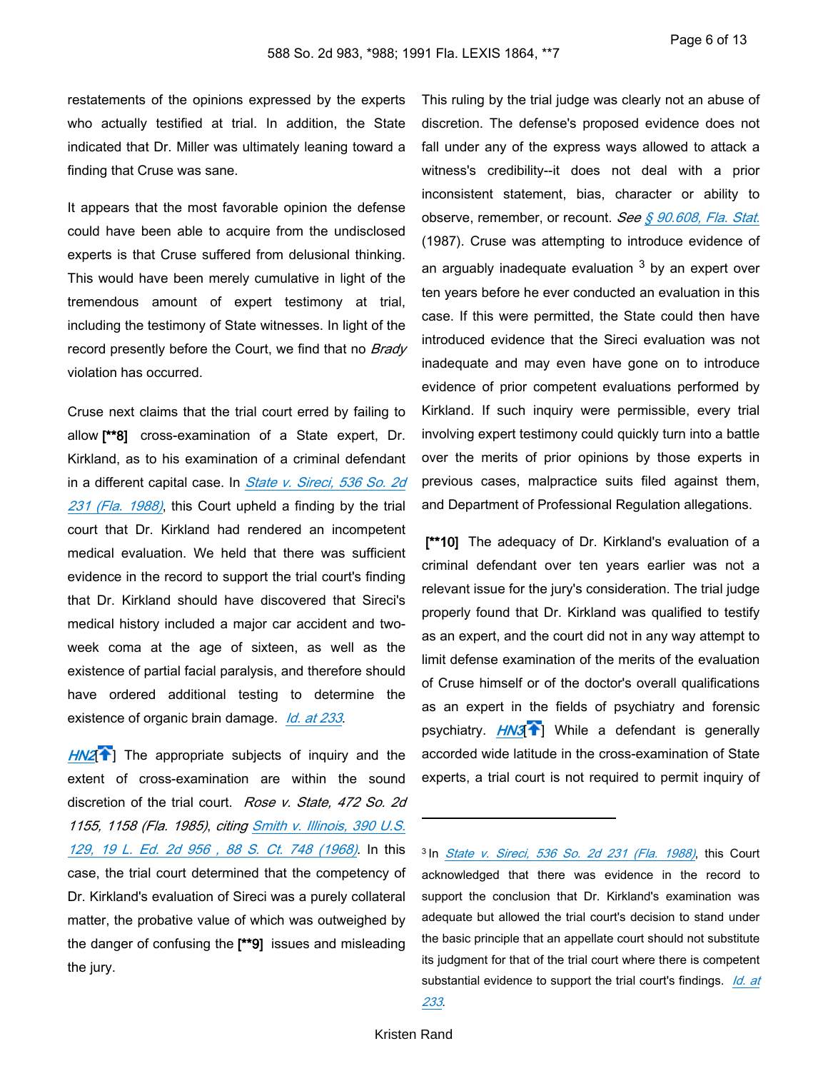restatements of the opinions expressed by the experts who actually testified at trial. In addition, the State indicated that Dr. Miller was ultimately leaning toward a finding that Cruse was sane.

It appears that the most favorable opinion the defense could have been able to acquire from the undisclosed experts is that Cruse suffered from delusional thinking. This would have been merely cumulative in light of the tremendous amount of expert testimony at trial, including the testimony of State witnesses. In light of the record presently before the Court, we find that no *Brady* violation has occurred.

Cruse next claims that the trial court erred by failing to allow **[**8]** cross-examination of a State expert, Dr. Kirkland, as to his examination of a criminal defendant in a different capital case. In *State v. Sireci, 536 So. 2d 231 (Fla. 1988)*, this Court upheld a finding by the trial court that Dr. Kirkland had rendered an incompetent medical evaluation. We held that there was sufficient evidence in the record to support the trial court's finding that Dr. Kirkland should have discovered that Sireci's medical history included a major car accident and two-week coma at the age of sixteen, as well as the existence of partial facial paralysis, and therefore should have ordered additional testing to determine the existence of organic brain damage. *Id. at 233*.

*HN2*[] The appropriate subjects of inquiry and the extent of cross-examination are within the sound discretion of the trial court. *Rose v. State, 472 So. 2d 1155, 1158 (Fla. 1985)*, citing *Smith v. Illinois, 390 U.S. 129, 19 L. Ed. 2d 956 , 88 S. Ct. 748 (1968)*. In this case, the trial court determined that the competency of Dr. Kirkland's evaluation of Sireci was a purely collateral matter, the probative value of which was outweighed by the danger of confusing the **[**9]** issues and misleading the jury.

This ruling by the trial judge was clearly not an abuse of discretion. The defense's proposed evidence does not fall under any of the express ways allowed to attack a witness's credibility--it does not deal with a prior inconsistent statement, bias, character or ability to observe, remember, or recount. *See § 90.608, Fla. Stat.* (1987). Cruse was attempting to introduce evidence of an arguably inadequate evaluation [3] by an expert over ten years before he ever conducted an evaluation in this case. If this were permitted, the State could then have introduced evidence that the Sireci evaluation was not inadequate and may even have gone on to introduce evidence of prior competent evaluations performed by Kirkland. If such inquiry were permissible, every trial involving expert testimony could quickly turn into a battle over the merits of prior opinions by those experts in previous cases, malpractice suits filed against them, and Department of Professional Regulation allegations.

**[**10]** The adequacy of Dr. Kirkland's evaluation of a criminal defendant over ten years earlier was not a relevant issue for the jury's consideration. The trial judge properly found that Dr. Kirkland was qualified to testify as an expert, and the court did not in any way attempt to limit defense examination of the merits of the evaluation of Cruse himself or of the doctor's overall qualifications as an expert in the fields of psychiatry and forensic psychiatry. *HN3*[] While a defendant is generally accorded wide latitude in the cross-examination of State experts, a trial court is not required to permit inquiry of

---

[3] In *State v. Sireci, 536 So. 2d 231 (Fla. 1988)*, this Court acknowledged that there was evidence in the record to support the conclusion that Dr. Kirkland's examination was adequate but allowed the trial court's decision to stand under the basic principle that an appellate court should not substitute its judgment for that of the trial court where there is competent substantial evidence to support the trial court's findings. *Id. at 233*.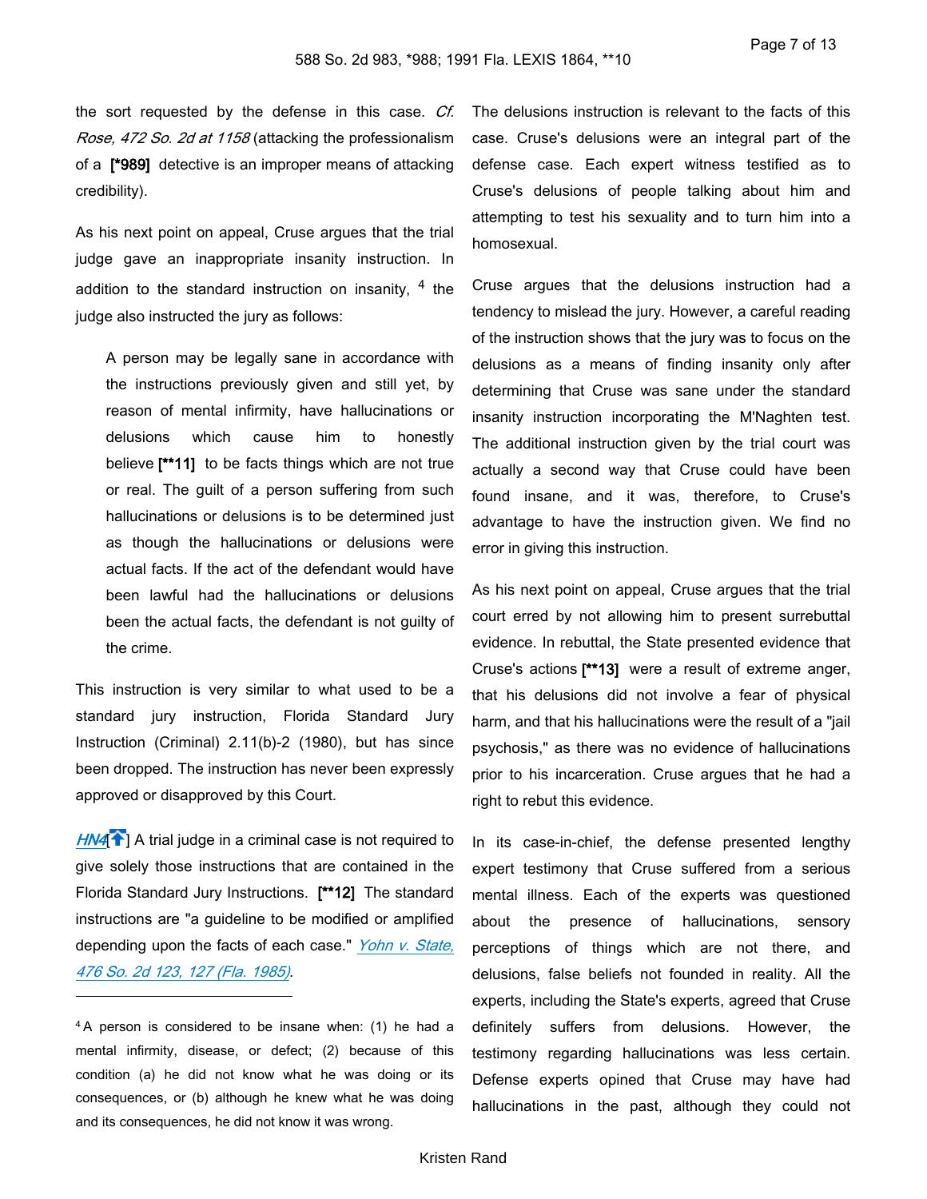the sort requested by the defense in this case. *Cf. Rose, 472 So. 2d at 1158* (attacking the professionalism of a **[*989]** detective is an improper means of attacking credibility).

As his next point on appeal, Cruse argues that the trial judge gave an inappropriate insanity instruction. In addition to the standard instruction on insanity, [4] the judge also instructed the jury as follows:

> A person may be legally sane in accordance with the instructions previously given and still yet, by reason of mental infirmity, have hallucinations or delusions which cause him to honestly believe **[**11]** to be facts things which are not true or real. The guilt of a person suffering from such hallucinations or delusions is to be determined just as though the hallucinations or delusions were actual facts. If the act of the defendant would have been lawful had the hallucinations or delusions been the actual facts, the defendant is not guilty of the crime.

This instruction is very similar to what used to be a standard jury instruction, Florida Standard Jury Instruction (Criminal) 2.11(b)-2 (1980), but has since been dropped. The instruction has never been expressly approved or disapproved by this Court.

*HN4*[] A trial judge in a criminal case is not required to give solely those instructions that are contained in the Florida Standard Jury Instructions. **[**12]** The standard instructions are "a guideline to be modified or amplified depending upon the facts of each case." *Yohn v. State, 476 So. 2d 123, 127 (Fla. 1985)*.

The delusions instruction is relevant to the facts of this case. Cruse's delusions were an integral part of the defense case. Each expert witness testified as to Cruse's delusions of people talking about him and attempting to test his sexuality and to turn him into a homosexual.

Cruse argues that the delusions instruction had a tendency to mislead the jury. However, a careful reading of the instruction shows that the jury was to focus on the delusions as a means of finding insanity only after determining that Cruse was sane under the standard insanity instruction incorporating the M'Naghten test. The additional instruction given by the trial court was actually a second way that Cruse could have been found insane, and it was, therefore, to Cruse's advantage to have the instruction given. We find no error in giving this instruction.

As his next point on appeal, Cruse argues that the trial court erred by not allowing him to present surrebuttal evidence. In rebuttal, the State presented evidence that Cruse's actions **[**13]** were a result of extreme anger, that his delusions did not involve a fear of physical harm, and that his hallucinations were the result of a "jail psychosis," as there was no evidence of hallucinations prior to his incarceration. Cruse argues that he had a right to rebut this evidence.

In its case-in-chief, the defense presented lengthy expert testimony that Cruse suffered from a serious mental illness. Each of the experts was questioned about the presence of hallucinations, sensory perceptions of things which are not there, and delusions, false beliefs not founded in reality. All the experts, including the State's experts, agreed that Cruse definitely suffers from delusions. However, the testimony regarding hallucinations was less certain. Defense experts opined that Cruse may have had hallucinations in the past, although they could not

---

[4] A person is considered to be insane when: (1) he had a mental infirmity, disease, or defect; (2) because of this condition (a) he did not know what he was doing or its consequences, or (b) although he knew what he was doing and its consequences, he did not know it was wrong.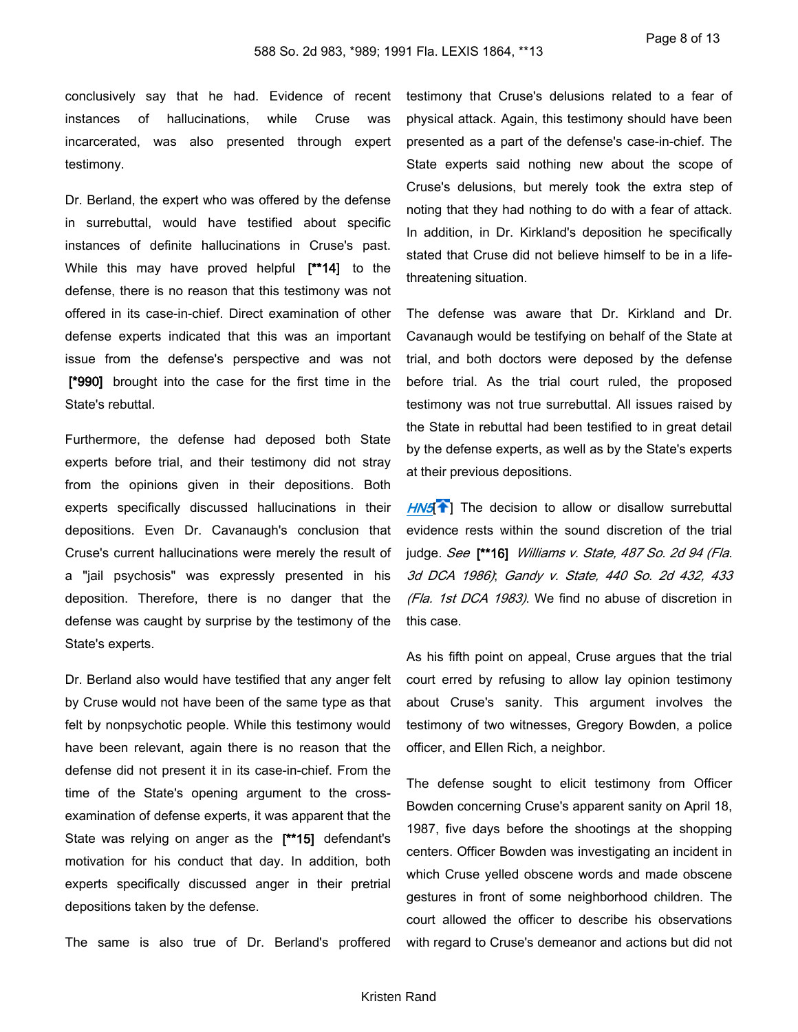conclusively say that he had. Evidence of recent instances of hallucinations, while Cruse was incarcerated, was also presented through expert testimony.

Dr. Berland, the expert who was offered by the defense in surrebuttal, would have testified about specific instances of definite hallucinations in Cruse's past. While this may have proved helpful [**14] to the defense, there is no reason that this testimony was not offered in its case-in-chief. Direct examination of other defense experts indicated that this was an important issue from the defense's perspective and was not [*990] brought into the case for the first time in the State's rebuttal.

Furthermore, the defense had deposed both State experts before trial, and their testimony did not stray from the opinions given in their depositions. Both experts specifically discussed hallucinations in their depositions. Even Dr. Cavanaugh's conclusion that Cruse's current hallucinations were merely the result of a "jail psychosis" was expressly presented in his deposition. Therefore, there is no danger that the defense was caught by surprise by the testimony of the State's experts.

Dr. Berland also would have testified that any anger felt by Cruse would not have been of the same type as that felt by nonpsychotic people. While this testimony would have been relevant, again there is no reason that the defense did not present it in its case-in-chief. From the time of the State's opening argument to the cross-examination of defense experts, it was apparent that the State was relying on anger as the [**15] defendant's motivation for his conduct that day. In addition, both experts specifically discussed anger in their pretrial depositions taken by the defense.

The same is also true of Dr. Berland's proffered testimony that Cruse's delusions related to a fear of physical attack. Again, this testimony should have been presented as a part of the defense's case-in-chief. The State experts said nothing new about the scope of Cruse's delusions, but merely took the extra step of noting that they had nothing to do with a fear of attack. In addition, in Dr. Kirkland's deposition he specifically stated that Cruse did not believe himself to be in a life-threatening situation.

The defense was aware that Dr. Kirkland and Dr. Cavanaugh would be testifying on behalf of the State at trial, and both doctors were deposed by the defense before trial. As the trial court ruled, the proposed testimony was not true surrebuttal. All issues raised by the State in rebuttal had been testified to in great detail by the defense experts, as well as by the State's experts at their previous depositions.

HN5[] The decision to allow or disallow surrebuttal evidence rests within the sound discretion of the trial judge. *See* [**16] *Williams v. State, 487 So. 2d 94 (Fla. 3d DCA 1986)*; *Gandy v. State, 440 So. 2d 432, 433 (Fla. 1st DCA 1983)*. We find no abuse of discretion in this case.

As his fifth point on appeal, Cruse argues that the trial court erred by refusing to allow lay opinion testimony about Cruse's sanity. This argument involves the testimony of two witnesses, Gregory Bowden, a police officer, and Ellen Rich, a neighbor.

The defense sought to elicit testimony from Officer Bowden concerning Cruse's apparent sanity on April 18, 1987, five days before the shootings at the shopping centers. Officer Bowden was investigating an incident in which Cruse yelled obscene words and made obscene gestures in front of some neighborhood children. The court allowed the officer to describe his observations with regard to Cruse's demeanor and actions but did not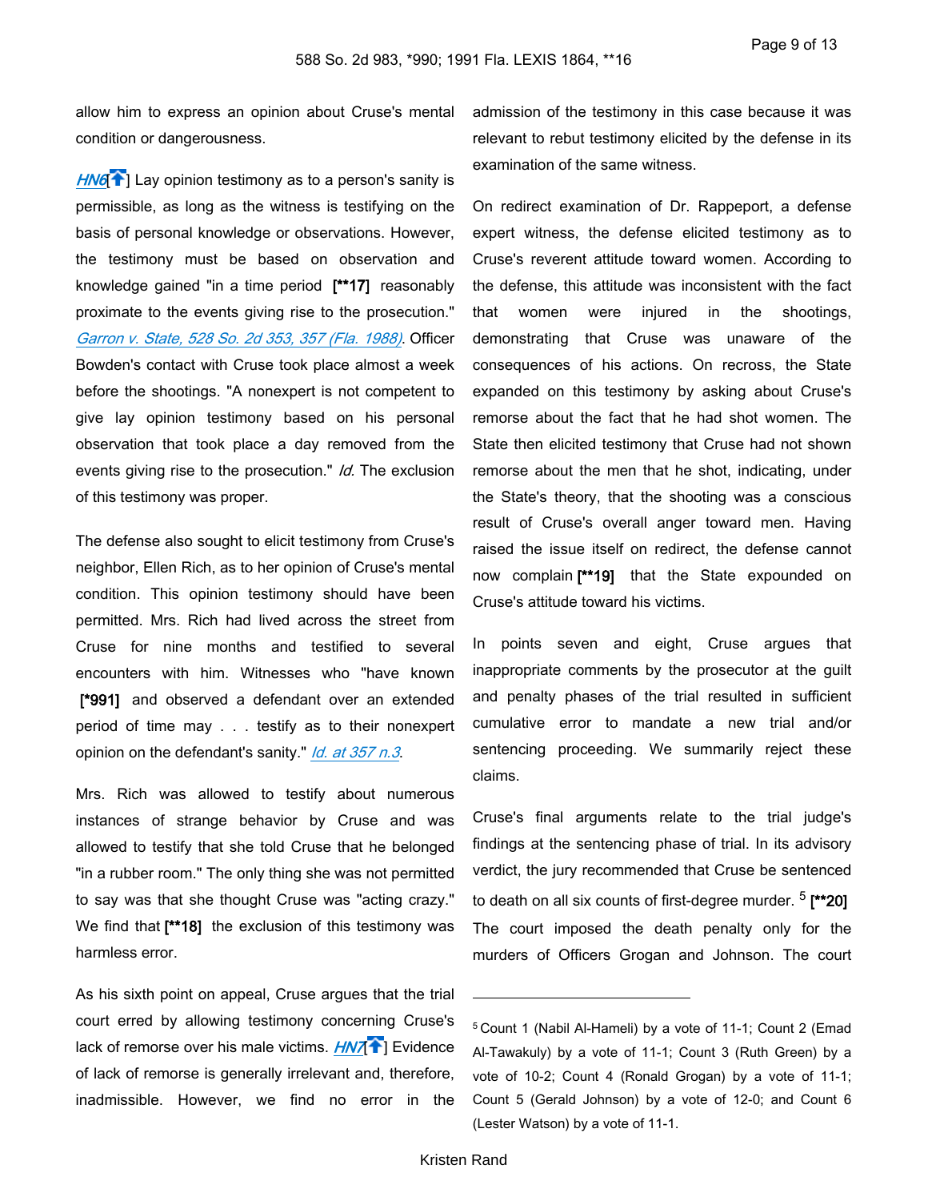allow him to express an opinion about Cruse's mental condition or dangerousness.

*HN6*[] Lay opinion testimony as to a person's sanity is permissible, as long as the witness is testifying on the basis of personal knowledge or observations. However, the testimony must be based on observation and knowledge gained "in a time period **[**17]** reasonably proximate to the events giving rise to the prosecution." *Garron v. State, 528 So. 2d 353, 357 (Fla. 1988)*. Officer Bowden's contact with Cruse took place almost a week before the shootings. "A nonexpert is not competent to give lay opinion testimony based on his personal observation that took place a day removed from the events giving rise to the prosecution." *Id.* The exclusion of this testimony was proper.

The defense also sought to elicit testimony from Cruse's neighbor, Ellen Rich, as to her opinion of Cruse's mental condition. This opinion testimony should have been permitted. Mrs. Rich had lived across the street from Cruse for nine months and testified to several encounters with him. Witnesses who "have known **[*991]** and observed a defendant over an extended period of time may . . . testify as to their nonexpert opinion on the defendant's sanity." *Id. at 357 n.3*.

Mrs. Rich was allowed to testify about numerous instances of strange behavior by Cruse and was allowed to testify that she told Cruse that he belonged "in a rubber room." The only thing she was not permitted to say was that she thought Cruse was "acting crazy." We find that **[**18]** the exclusion of this testimony was harmless error.

As his sixth point on appeal, Cruse argues that the trial court erred by allowing testimony concerning Cruse's lack of remorse over his male victims. *HN7*[] Evidence of lack of remorse is generally irrelevant and, therefore, inadmissible. However, we find no error in the admission of the testimony in this case because it was relevant to rebut testimony elicited by the defense in its examination of the same witness.

On redirect examination of Dr. Rappeport, a defense expert witness, the defense elicited testimony as to Cruse's reverent attitude toward women. According to the defense, this attitude was inconsistent with the fact that women were injured in the shootings, demonstrating that Cruse was unaware of the consequences of his actions. On recross, the State expanded on this testimony by asking about Cruse's remorse about the fact that he had shot women. The State then elicited testimony that Cruse had not shown remorse about the men that he shot, indicating, under the State's theory, that the shooting was a conscious result of Cruse's overall anger toward men. Having raised the issue itself on redirect, the defense cannot now complain **[**19]** that the State expounded on Cruse's attitude toward his victims.

In points seven and eight, Cruse argues that inappropriate comments by the prosecutor at the guilt and penalty phases of the trial resulted in sufficient cumulative error to mandate a new trial and/or sentencing proceeding. We summarily reject these claims.

Cruse's final arguments relate to the trial judge's findings at the sentencing phase of trial. In its advisory verdict, the jury recommended that Cruse be sentenced to death on all six counts of first-degree murder. [5] **[**20]** The court imposed the death penalty only for the murders of Officers Grogan and Johnson. The court

---

[5] Count 1 (Nabil Al-Hameli) by a vote of 11-1; Count 2 (Emad Al-Tawakuly) by a vote of 11-1; Count 3 (Ruth Green) by a vote of 10-2; Count 4 (Ronald Grogan) by a vote of 11-1; Count 5 (Gerald Johnson) by a vote of 12-0; and Count 6 (Lester Watson) by a vote of 11-1.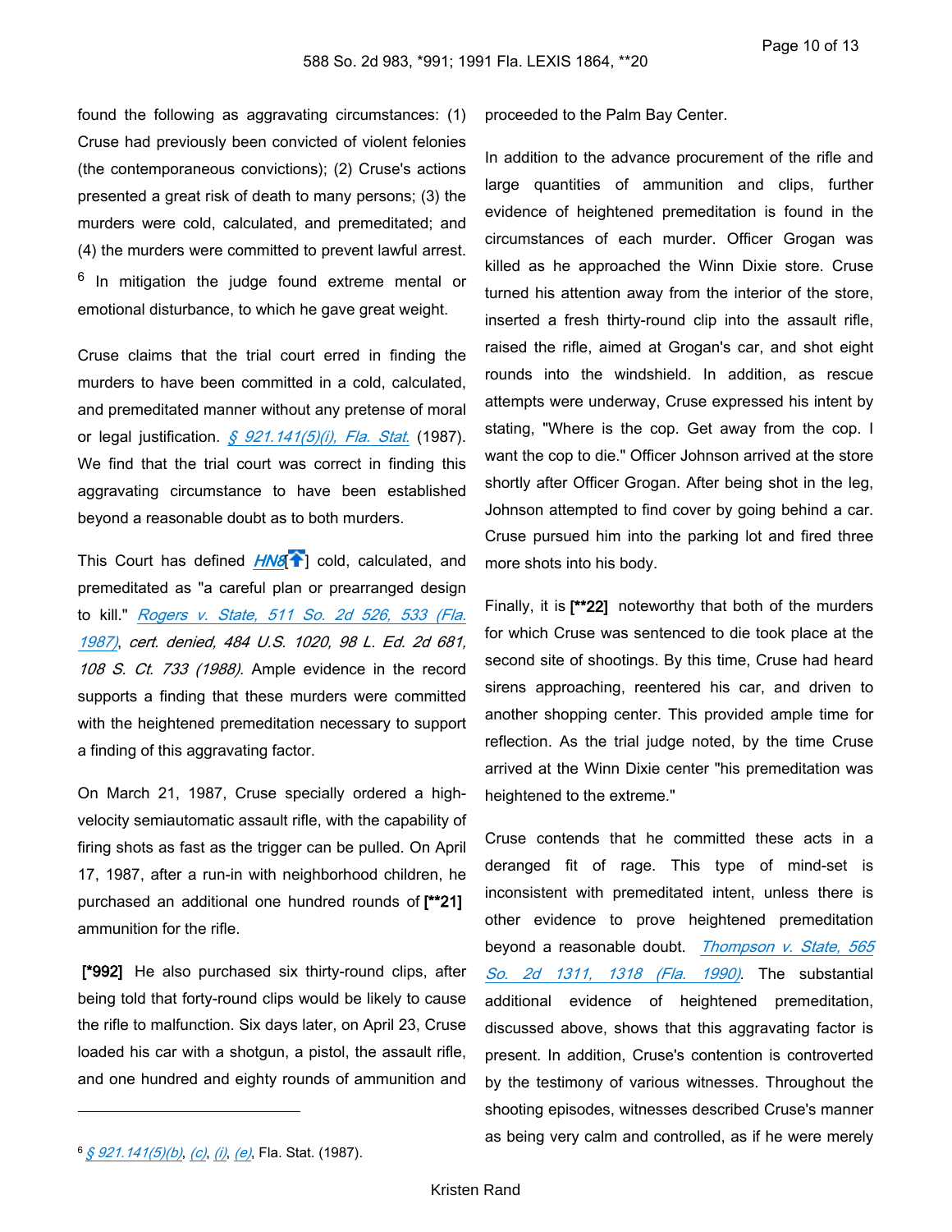found the following as aggravating circumstances: (1) Cruse had previously been convicted of violent felonies (the contemporaneous convictions); (2) Cruse's actions presented a great risk of death to many persons; (3) the murders were cold, calculated, and premeditated; and (4) the murders were committed to prevent lawful arrest. [6] In mitigation the judge found extreme mental or emotional disturbance, to which he gave great weight.

Cruse claims that the trial court erred in finding the murders to have been committed in a cold, calculated, and premeditated manner without any pretense of moral or legal justification. *§ 921.141(5)(i), Fla. Stat.* (1987). We find that the trial court was correct in finding this aggravating circumstance to have been established beyond a reasonable doubt as to both murders.

This Court has defined ***HN8***[] cold, calculated, and premeditated as "a careful plan or prearranged design to kill." *Rogers v. State, 511 So. 2d 526, 533 (Fla. 1987)*, *cert. denied, 484 U.S. 1020, 98 L. Ed. 2d 681, 108 S. Ct. 733 (1988)*. Ample evidence in the record supports a finding that these murders were committed with the heightened premeditation necessary to support a finding of this aggravating factor.

On March 21, 1987, Cruse specially ordered a high-velocity semiautomatic assault rifle, with the capability of firing shots as fast as the trigger can be pulled. On April 17, 1987, after a run-in with neighborhood children, he purchased an additional one hundred rounds of **[\*\*21]** ammunition for the rifle.

**[\*992]** He also purchased six thirty-round clips, after being told that forty-round clips would be likely to cause the rifle to malfunction. Six days later, on April 23, Cruse loaded his car with a shotgun, a pistol, the assault rifle, and one hundred and eighty rounds of ammunition and proceeded to the Palm Bay Center.

In addition to the advance procurement of the rifle and large quantities of ammunition and clips, further evidence of heightened premeditation is found in the circumstances of each murder. Officer Grogan was killed as he approached the Winn Dixie store. Cruse turned his attention away from the interior of the store, inserted a fresh thirty-round clip into the assault rifle, raised the rifle, aimed at Grogan's car, and shot eight rounds into the windshield. In addition, as rescue attempts were underway, Cruse expressed his intent by stating, "Where is the cop. Get away from the cop. I want the cop to die." Officer Johnson arrived at the store shortly after Officer Grogan. After being shot in the leg, Johnson attempted to find cover by going behind a car. Cruse pursued him into the parking lot and fired three more shots into his body.

Finally, it is **[\*\*22]** noteworthy that both of the murders for which Cruse was sentenced to die took place at the second site of shootings. By this time, Cruse had heard sirens approaching, reentered his car, and driven to another shopping center. This provided ample time for reflection. As the trial judge noted, by the time Cruse arrived at the Winn Dixie center "his premeditation was heightened to the extreme."

Cruse contends that he committed these acts in a deranged fit of rage. This type of mind-set is inconsistent with premeditated intent, unless there is other evidence to prove heightened premeditation beyond a reasonable doubt. *Thompson v. State, 565 So. 2d 1311, 1318 (Fla. 1990)*. The substantial additional evidence of heightened premeditation, discussed above, shows that this aggravating factor is present. In addition, Cruse's contention is controverted by the testimony of various witnesses. Throughout the shooting episodes, witnesses described Cruse's manner as being very calm and controlled, as if he were merely

---

[6] *§ 921.141(5)(b)*, *(c)*, *(i)*, *(e)*, Fla. Stat. (1987).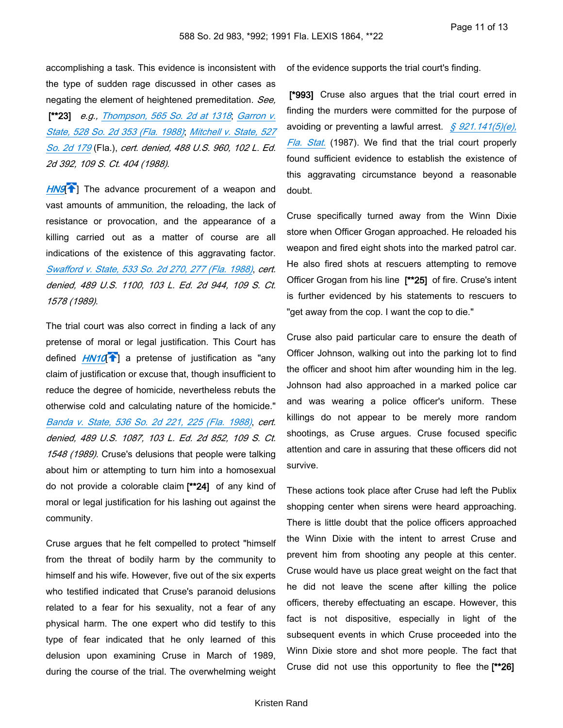accomplishing a task. This evidence is inconsistent with the type of sudden rage discussed in other cases as negating the element of heightened premeditation. *See,* **[**23]** *e.g., Thompson, 565 So. 2d at 1318*; *Garron v. State, 528 So. 2d 353 (Fla. 1988)*; *Mitchell v. State, 527 So. 2d 179* (Fla.), *cert. denied, 488 U.S. 960, 102 L. Ed. 2d 392, 109 S. Ct. 404 (1988)*.

***HN9***[] The advance procurement of a weapon and vast amounts of ammunition, the reloading, the lack of resistance or provocation, and the appearance of a killing carried out as a matter of course are all indications of the existence of this aggravating factor. *Swafford v. State, 533 So. 2d 270, 277 (Fla. 1988)*, *cert. denied, 489 U.S. 1100, 103 L. Ed. 2d 944, 109 S. Ct. 1578 (1989)*.

The trial court was also correct in finding a lack of any pretense of moral or legal justification. This Court has defined ***HN10***[] a pretense of justification as "any claim of justification or excuse that, though insufficient to reduce the degree of homicide, nevertheless rebuts the otherwise cold and calculating nature of the homicide." *Banda v. State, 536 So. 2d 221, 225 (Fla. 1988)*, *cert. denied, 489 U.S. 1087, 103 L. Ed. 2d 852, 109 S. Ct. 1548 (1989)*. Cruse's delusions that people were talking about him or attempting to turn him into a homosexual do not provide a colorable claim **[**24]** of any kind of moral or legal justification for his lashing out against the community.

Cruse argues that he felt compelled to protect "himself from the threat of bodily harm by the community to himself and his wife. However, five out of the six experts who testified indicated that Cruse's paranoid delusions related to a fear for his sexuality, not a fear of any physical harm. The one expert who did testify to this type of fear indicated that he only learned of this delusion upon examining Cruse in March of 1989, during the course of the trial. The overwhelming weight of the evidence supports the trial court's finding.

**[*993]** Cruse also argues that the trial court erred in finding the murders were committed for the purpose of avoiding or preventing a lawful arrest. *§ 921.141(5)(e), Fla. Stat.* (1987). We find that the trial court properly found sufficient evidence to establish the existence of this aggravating circumstance beyond a reasonable doubt.

Cruse specifically turned away from the Winn Dixie store when Officer Grogan approached. He reloaded his weapon and fired eight shots into the marked patrol car. He also fired shots at rescuers attempting to remove Officer Grogan from his line **[**25]** of fire. Cruse's intent is further evidenced by his statements to rescuers to "get away from the cop. I want the cop to die."

Cruse also paid particular care to ensure the death of Officer Johnson, walking out into the parking lot to find the officer and shoot him after wounding him in the leg. Johnson had also approached in a marked police car and was wearing a police officer's uniform. These killings do not appear to be merely more random shootings, as Cruse argues. Cruse focused specific attention and care in assuring that these officers did not survive.

These actions took place after Cruse had left the Publix shopping center when sirens were heard approaching. There is little doubt that the police officers approached the Winn Dixie with the intent to arrest Cruse and prevent him from shooting any people at this center. Cruse would have us place great weight on the fact that he did not leave the scene after killing the police officers, thereby effectuating an escape. However, this fact is not dispositive, especially in light of the subsequent events in which Cruse proceeded into the Winn Dixie store and shot more people. The fact that Cruse did not use this opportunity to flee the **[**26]**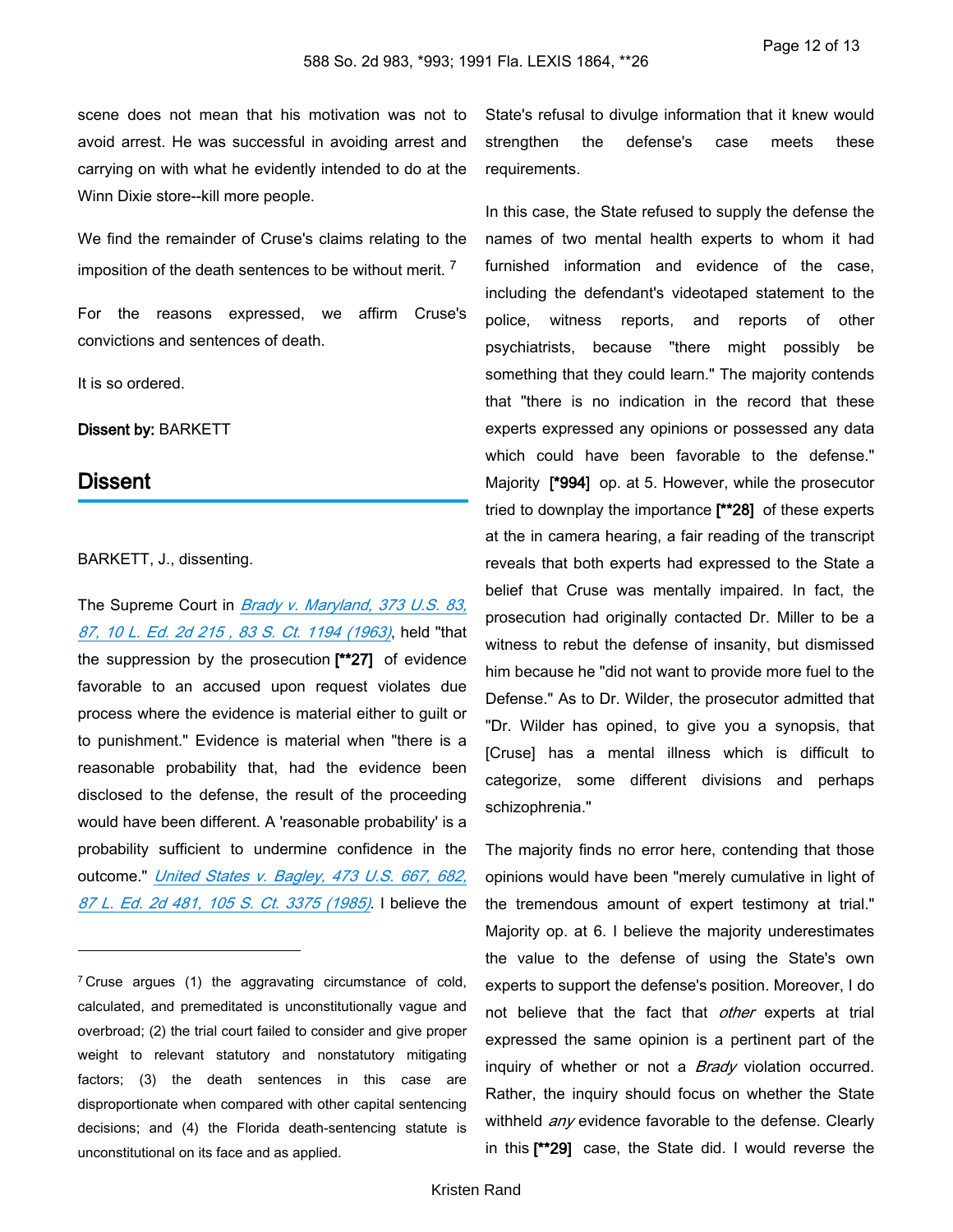scene does not mean that his motivation was not to avoid arrest. He was successful in avoiding arrest and carrying on with what he evidently intended to do at the Winn Dixie store--kill more people.

We find the remainder of Cruse's claims relating to the imposition of the death sentences to be without merit. [7]

For the reasons expressed, we affirm Cruse's convictions and sentences of death.

It is so ordered.

**Dissent by:** BARKETT

## Dissent

BARKETT, J., dissenting.

The Supreme Court in *Brady v. Maryland, 373 U.S. 83, 87, 10 L. Ed. 2d 215 , 83 S. Ct. 1194 (1963)*, held "that the suppression by the prosecution **[**27]** of evidence favorable to an accused upon request violates due process where the evidence is material either to guilt or to punishment." Evidence is material when "there is a reasonable probability that, had the evidence been disclosed to the defense, the result of the proceeding would have been different. A 'reasonable probability' is a probability sufficient to undermine confidence in the outcome." *United States v. Bagley, 473 U.S. 667, 682, 87 L. Ed. 2d 481, 105 S. Ct. 3375 (1985)*. I believe the State's refusal to divulge information that it knew would strengthen the defense's case meets these requirements.

In this case, the State refused to supply the defense the names of two mental health experts to whom it had furnished information and evidence of the case, including the defendant's videotaped statement to the police, witness reports, and reports of other psychiatrists, because "there might possibly be something that they could learn." The majority contends that "there is no indication in the record that these experts expressed any opinions or possessed any data which could have been favorable to the defense." Majority **[*994]** op. at 5. However, while the prosecutor tried to downplay the importance **[**28]** of these experts at the in camera hearing, a fair reading of the transcript reveals that both experts had expressed to the State a belief that Cruse was mentally impaired. In fact, the prosecution had originally contacted Dr. Miller to be a witness to rebut the defense of insanity, but dismissed him because he "did not want to provide more fuel to the Defense." As to Dr. Wilder, the prosecutor admitted that "Dr. Wilder has opined, to give you a synopsis, that [Cruse] has a mental illness which is difficult to categorize, some different divisions and perhaps schizophrenia."

The majority finds no error here, contending that those opinions would have been "merely cumulative in light of the tremendous amount of expert testimony at trial." Majority op. at 6. I believe the majority underestimates the value to the defense of using the State's own experts to support the defense's position. Moreover, I do not believe that the fact that *other* experts at trial expressed the same opinion is a pertinent part of the inquiry of whether or not a *Brady* violation occurred. Rather, the inquiry should focus on whether the State withheld *any* evidence favorable to the defense. Clearly in this **[**29]** case, the State did. I would reverse the

---

[7] Cruse argues (1) the aggravating circumstance of cold, calculated, and premeditated is unconstitutionally vague and overbroad; (2) the trial court failed to consider and give proper weight to relevant statutory and nonstatutory mitigating factors; (3) the death sentences in this case are disproportionate when compared with other capital sentencing decisions; and (4) the Florida death-sentencing statute is unconstitutional on its face and as applied.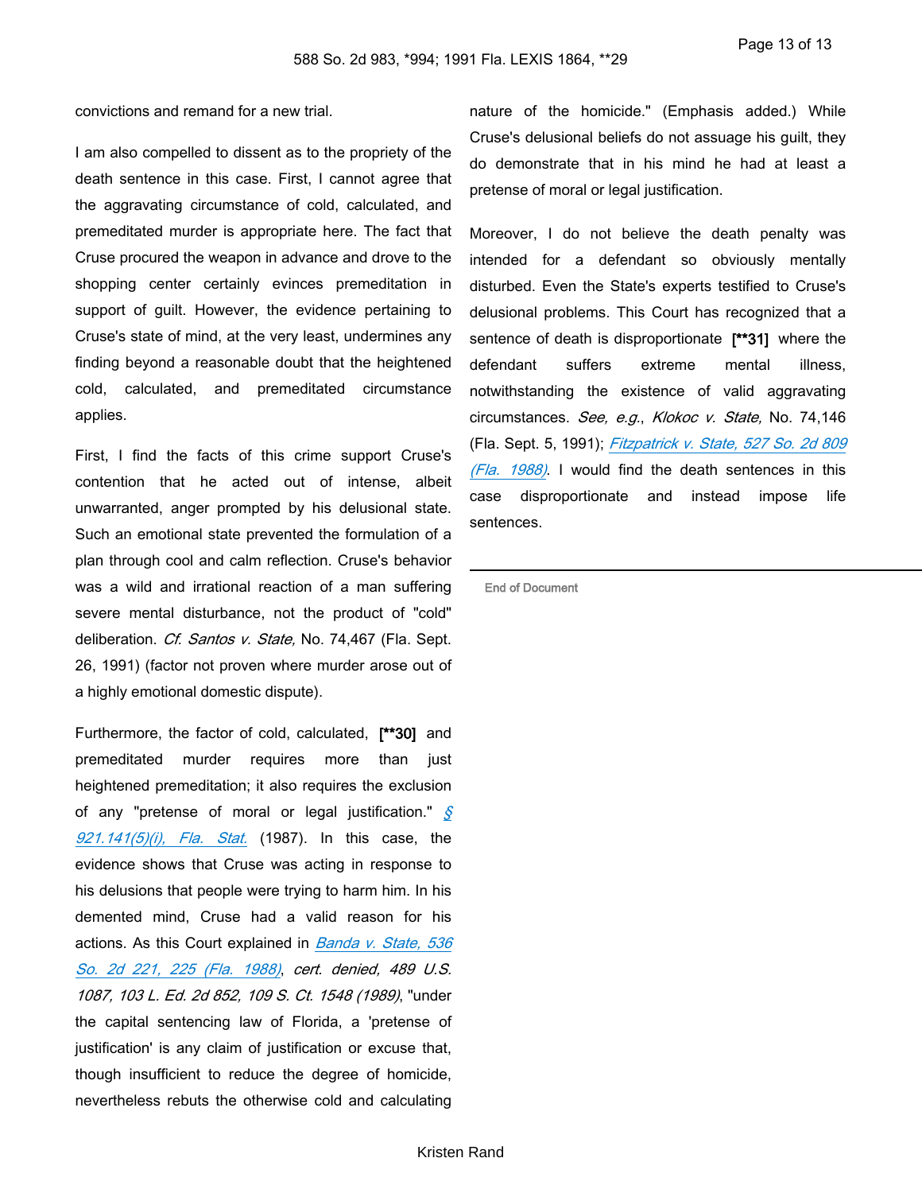convictions and remand for a new trial.

I am also compelled to dissent as to the propriety of the death sentence in this case. First, I cannot agree that the aggravating circumstance of cold, calculated, and premeditated murder is appropriate here. The fact that Cruse procured the weapon in advance and drove to the shopping center certainly evinces premeditation in support of guilt. However, the evidence pertaining to Cruse's state of mind, at the very least, undermines any finding beyond a reasonable doubt that the heightened cold, calculated, and premeditated circumstance applies.

First, I find the facts of this crime support Cruse's contention that he acted out of intense, albeit unwarranted, anger prompted by his delusional state. Such an emotional state prevented the formulation of a plan through cool and calm reflection. Cruse's behavior was a wild and irrational reaction of a man suffering severe mental disturbance, not the product of "cold" deliberation. *Cf. Santos v. State,* No. 74,467 (Fla. Sept. 26, 1991) (factor not proven where murder arose out of a highly emotional domestic dispute).

Furthermore, the factor of cold, calculated, **[**30]** and premeditated murder requires more than just heightened premeditation; it also requires the exclusion of any "pretense of moral or legal justification." *§ 921.141(5)(i), Fla. Stat.* (1987). In this case, the evidence shows that Cruse was acting in response to his delusions that people were trying to harm him. In his demented mind, Cruse had a valid reason for his actions. As this Court explained in *Banda v. State, 536 So. 2d 221, 225 (Fla. 1988)*, *cert. denied, 489 U.S. 1087, 103 L. Ed. 2d 852, 109 S. Ct. 1548 (1989)*, "under the capital sentencing law of Florida, a 'pretense of justification' is any claim of justification or excuse that, though insufficient to reduce the degree of homicide, nevertheless rebuts the otherwise cold and calculating nature of the homicide." (Emphasis added.) While Cruse's delusional beliefs do not assuage his guilt, they do demonstrate that in his mind he had at least a pretense of moral or legal justification.

Moreover, I do not believe the death penalty was intended for a defendant so obviously mentally disturbed. Even the State's experts testified to Cruse's delusional problems. This Court has recognized that a sentence of death is disproportionate **[**31]** where the defendant suffers extreme mental illness, notwithstanding the existence of valid aggravating circumstances. *See, e.g., Klokoc v. State,* No. 74,146 (Fla. Sept. 5, 1991); *Fitzpatrick v. State, 527 So. 2d 809 (Fla. 1988)*. I would find the death sentences in this case disproportionate and instead impose life sentences.

---

End of Document